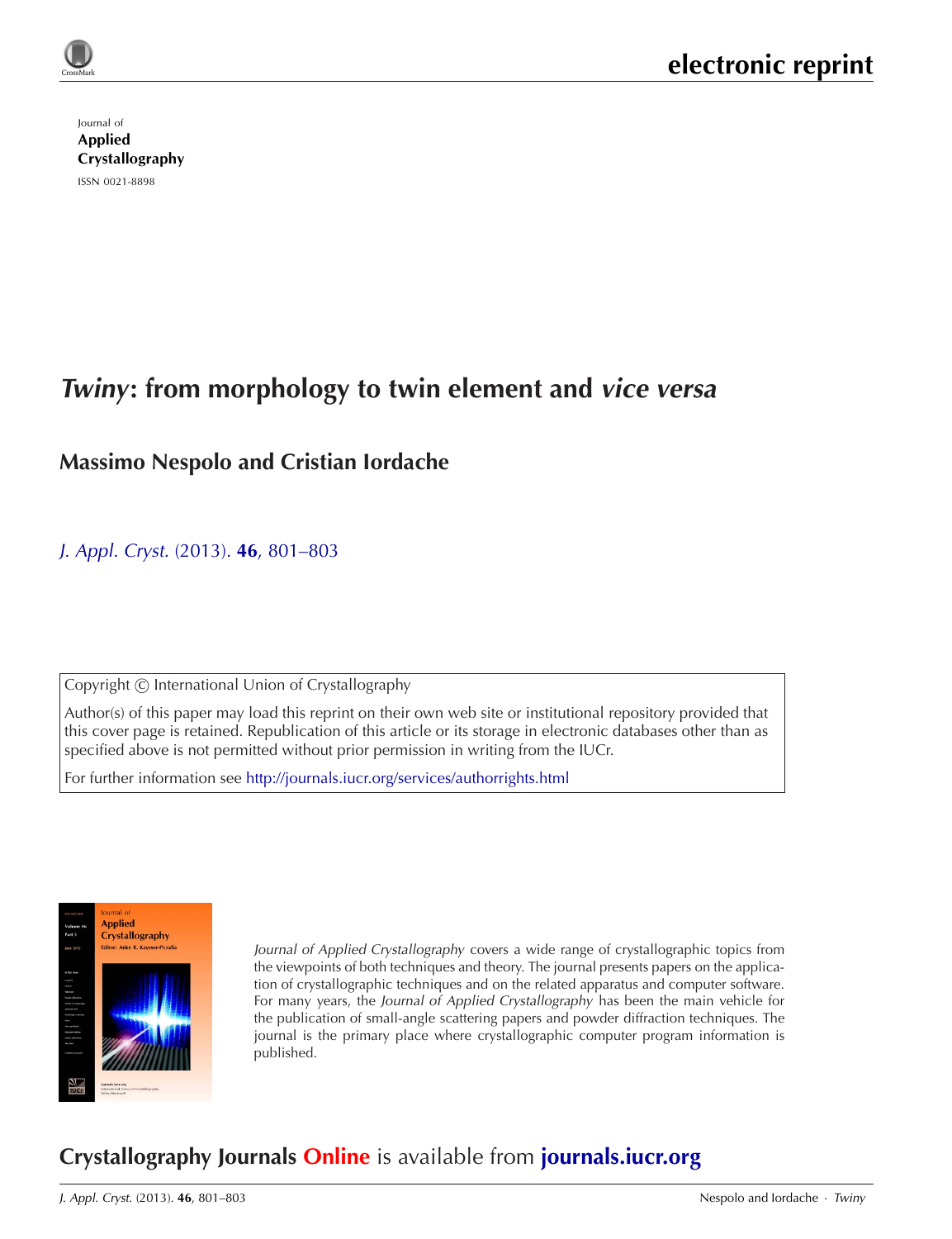electronic reprint

Journal of
**Applied Crystallography**
ISSN 0021-8898

# *Twiny*: from morphology to twin element and *vice versa*

## Massimo Nespolo and Cristian Iordache

*J. Appl. Cryst.* (2013). **46**, 801–803

Copyright © International Union of Crystallography

Author(s) of this paper may load this reprint on their own web site or institutional repository provided that this cover page is retained. Republication of this article or its storage in electronic databases other than as specified above is not permitted without prior permission in writing from the IUCr.

For further information see http://journals.iucr.org/services/authorrights.html

*Journal of Applied Crystallography* covers a wide range of crystallographic topics from the viewpoints of both techniques and theory. The journal presents papers on the application of crystallographic techniques and on the related apparatus and computer software. For many years, the *Journal of Applied Crystallography* has been the main vehicle for the publication of small-angle scattering papers and powder diffraction techniques. The journal is the primary place where crystallographic computer program information is published.

**Crystallography Journals Online** is available from **journals.iucr.org**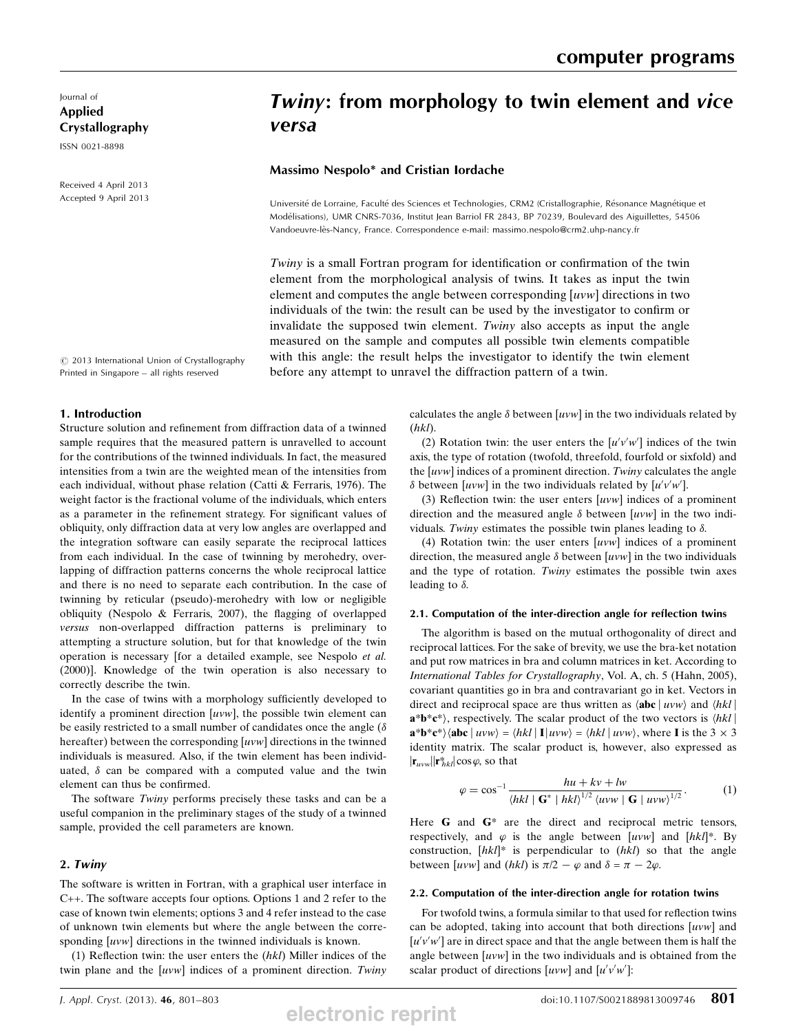# *Twiny*: from morphology to twin element and *vice versa*

**Massimo Nespolo\* and Cristian Iordache**

Université de Lorraine, Faculté des Sciences et Technologies, CRM2 (Cristallographie, Résonance Magnétique et Modélisations), UMR CNRS-7036, Institut Jean Barriol FR 2843, BP 70239, Boulevard des Aiguillettes, 54506 Vandoeuvre-lès-Nancy, France. Correspondence e-mail: massimo.nespolo@crm2.uhp-nancy.fr

Received 4 April 2013
Accepted 9 April 2013

*Twiny* is a small Fortran program for identification or confirmation of the twin element from the morphological analysis of twins. It takes as input the twin element and computes the angle between corresponding [*uvw*] directions in two individuals of the twin: the result can be used by the investigator to confirm or invalidate the supposed twin element. *Twiny* also accepts as input the angle measured on the sample and computes all possible twin elements compatible with this angle: the result helps the investigator to identify the twin element before any attempt to unravel the diffraction pattern of a twin.

© 2013 International Union of Crystallography
Printed in Singapore – all rights reserved

## 1. Introduction

Structure solution and refinement from diffraction data of a twinned sample requires that the measured pattern is unravelled to account for the contributions of the twinned individuals. In fact, the measured intensities from a twin are the weighted mean of the intensities from each individual, without phase relation (Catti & Ferraris, 1976). The weight factor is the fractional volume of the individuals, which enters as a parameter in the refinement strategy. For significant values of obliquity, only diffraction data at very low angles are overlapped and the integration software can easily separate the reciprocal lattices from each individual. In the case of twinning by merohedry, overlapping of diffraction patterns concerns the whole reciprocal lattice and there is no need to separate each contribution. In the case of twinning by reticular (pseudo)-merohedry with low or negligible obliquity (Nespolo & Ferraris, 2007), the flagging of overlapped *versus* non-overlapped diffraction patterns is preliminary to attempting a structure solution, but for that knowledge of the twin operation is necessary [for a detailed example, see Nespolo *et al.* (2000)]. Knowledge of the twin operation is also necessary to correctly describe the twin.

In the case of twins with a morphology sufficiently developed to identify a prominent direction [*uvw*], the possible twin element can be easily restricted to a small number of candidates once the angle ($\delta$ hereafter) between the corresponding [*uvw*] directions in the twinned individuals is measured. Also, if the twin element has been individuated, $\delta$ can be compared with a computed value and the twin element can thus be confirmed.

The software *Twiny* performs precisely these tasks and can be a useful companion in the preliminary stages of the study of a twinned sample, provided the cell parameters are known.

## 2. *Twiny*

The software is written in Fortran, with a graphical user interface in C++. The software accepts four options. Options 1 and 2 refer to the case of known twin elements; options 3 and 4 refer instead to the case of unknown twin elements but where the angle between the corresponding [*uvw*] directions in the twinned individuals is known.

(1) Reflection twin: the user enters the (*hkl*) Miller indices of the twin plane and the [*uvw*] indices of a prominent direction. *Twiny* calculates the angle $\delta$ between [*uvw*] in the two individuals related by (*hkl*).

(2) Rotation twin: the user enters the [$u'v'w'$] indices of the twin axis, the type of rotation (twofold, threefold, fourfold or sixfold) and the [*uvw*] indices of a prominent direction. *Twiny* calculates the angle $\delta$ between [*uvw*] in the two individuals related by [$u'v'w'$].

(3) Reflection twin: the user enters [*uvw*] indices of a prominent direction and the measured angle $\delta$ between [*uvw*] in the two individuals. *Twiny* estimates the possible twin planes leading to $\delta$.

(4) Rotation twin: the user enters [*uvw*] indices of a prominent direction, the measured angle $\delta$ between [*uvw*] in the two individuals and the type of rotation. *Twiny* estimates the possible twin axes leading to $\delta$.

### 2.1. Computation of the inter-direction angle for reflection twins

The algorithm is based on the mutual orthogonality of direct and reciprocal lattices. For the sake of brevity, we use the bra-ket notation and put row matrices in bra and column matrices in ket. According to *International Tables for Crystallography*, Vol. A, ch. 5 (Hahn, 2005), covariant quantities go in bra and contravariant go in ket. Vectors in direct and reciprocal space are thus written as $\langle \mathbf{abc} \mid uvw\rangle$ and $\langle hkl \mid \mathbf{a}^*\mathbf{b}^*\mathbf{c}^*\rangle$, respectively. The scalar product of the two vectors is $\langle hkl \mid \mathbf{a}^*\mathbf{b}^*\mathbf{c}^*\rangle\langle \mathbf{abc} \mid uvw\rangle = \langle hkl \mid \mathbf{I} \mid uvw\rangle = \langle hkl \mid uvw\rangle$, where $\mathbf{I}$ is the $3 \times 3$ identity matrix. The scalar product is, however, also expressed as $|\mathbf{r}_{uvw}||\mathbf{r}^*_{hkl}|\cos\varphi$, so that

$$\varphi = \cos^{-1}\frac{hu + kv + lw}{\langle hkl \mid \mathbf{G}^* \mid hkl\rangle^{1/2}\,\langle uvw \mid \mathbf{G} \mid uvw\rangle^{1/2}}. \tag{1}$$

Here $\mathbf{G}$ and $\mathbf{G}^*$ are the direct and reciprocal metric tensors, respectively, and $\varphi$ is the angle between [*uvw*] and [*hkl*]\*. By construction, [*hkl*]\* is perpendicular to (*hkl*) so that the angle between [*uvw*] and (*hkl*) is $\pi/2 - \varphi$ and $\delta = \pi - 2\varphi$.

### 2.2. Computation of the inter-direction angle for rotation twins

For twofold twins, a formula similar to that used for reflection twins can be adopted, taking into account that both directions [*uvw*] and [$u'v'w'$] are in direct space and that the angle between them is half the angle between [*uvw*] in the two individuals and is obtained from the scalar product of directions [*uvw*] and [$u'v'w'$]: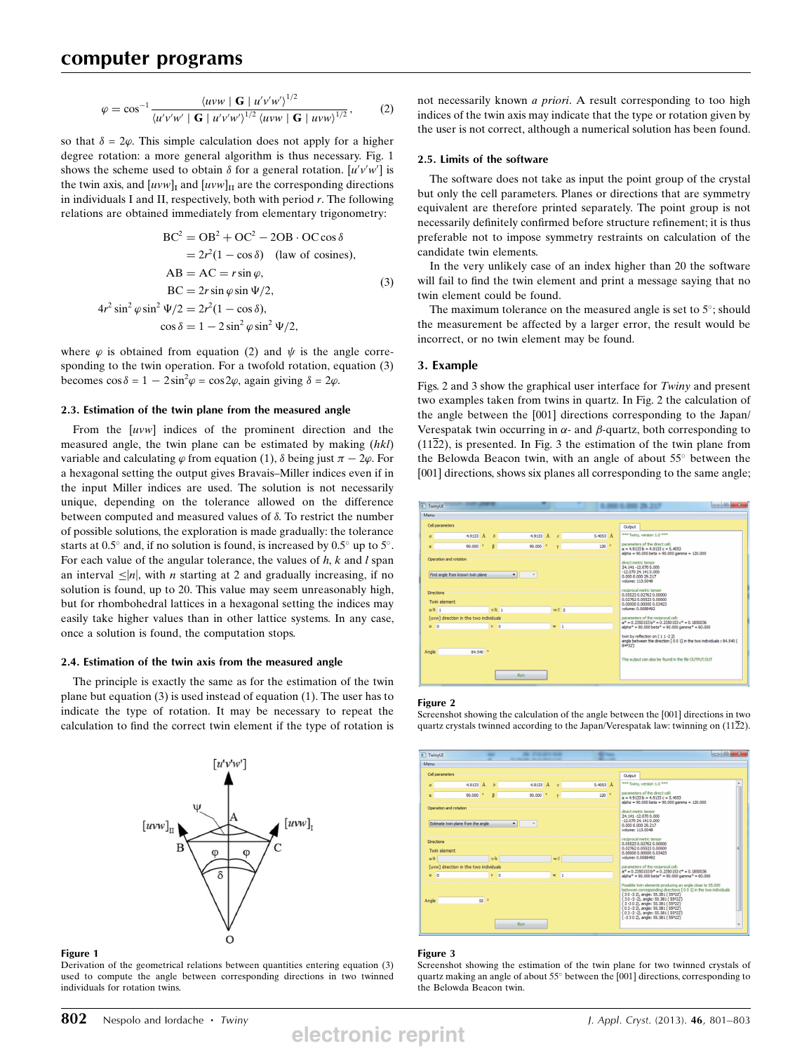$$\varphi = \cos^{-1} \frac{\langle uvw \mid \mathbf{G} \mid u'v'w' \rangle^{1/2}}{\langle u'v'w' \mid \mathbf{G} \mid u'v'w' \rangle^{1/2} \, \langle uvw \mid \mathbf{G} \mid uvw \rangle^{1/2}}, \qquad (2)$$

so that $\delta = 2\varphi$. This simple calculation does not apply for a higher degree rotation: a more general algorithm is thus necessary. Fig. 1 shows the scheme used to obtain $\delta$ for a general rotation. $[u'v'w']$ is the twin axis, and $[uvw]_{\rm I}$ and $[uvw]_{\rm II}$ are the corresponding directions in individuals I and II, respectively, both with period $r$. The following relations are obtained immediately from elementary trigonometry:

$$\begin{aligned}
\mathrm{BC}^2 &= \mathrm{OB}^2 + \mathrm{OC}^2 - 2\mathrm{OB}\cdot\mathrm{OC}\cos\delta \\
&= 2r^2(1-\cos\delta) \quad \text{(law of cosines)}, \\
\mathrm{AB} = \mathrm{AC} &= r\sin\varphi, \\
\mathrm{BC} &= 2r\sin\varphi\sin\Psi/2, \\
4r^2\sin^2\varphi\sin^2\Psi/2 &= 2r^2(1-\cos\delta), \\
\cos\delta &= 1 - 2\sin^2\varphi\sin^2\Psi/2,
\end{aligned} \qquad (3)$$

where $\varphi$ is obtained from equation (2) and $\psi$ is the angle corresponding to the twin operation. For a twofold rotation, equation (3) becomes $\cos\delta = 1 - 2\sin^2\varphi = \cos 2\varphi$, again giving $\delta = 2\varphi$.

### 2.3. Estimation of the twin plane from the measured angle

From the $[uvw]$ indices of the prominent direction and the measured angle, the twin plane can be estimated by making $(hkl)$ variable and calculating $\varphi$ from equation (1), $\delta$ being just $\pi - 2\varphi$. For a hexagonal setting the output gives Bravais–Miller indices even if in the input Miller indices are used. The solution is not necessarily unique, depending on the tolerance allowed on the difference between computed and measured values of $\delta$. To restrict the number of possible solutions, the exploration is made gradually: the tolerance starts at 0.5° and, if no solution is found, is increased by 0.5° up to 5°. For each value of the angular tolerance, the values of $h$, $k$ and $l$ span an interval $\leq|n|$, with $n$ starting at 2 and gradually increasing, if no solution is found, up to 20. This value may seem unreasonably high, but for rhombohedral lattices in a hexagonal setting the indices may easily take higher values than in other lattice systems. In any case, once a solution is found, the computation stops.

### 2.4. Estimation of the twin axis from the measured angle

The principle is exactly the same as for the estimation of the twin plane but equation (3) is used instead of equation (1). The user has to indicate the type of rotation. It may be necessary to repeat the calculation to find the correct twin element if the type of rotation is not necessarily known *a priori*. A result corresponding to too high indices of the twin axis may indicate that the type or rotation given by the user is not correct, although a numerical solution has been found.

**Figure 1**
Derivation of the geometrical relations between quantities entering equation (3) used to compute the angle between corresponding directions in two twinned individuals for rotation twins.

### 2.5. Limits of the software

The software does not take as input the point group of the crystal but only the cell parameters. Planes or directions that are symmetry equivalent are therefore printed separately. The point group is not necessarily definitely confirmed before structure refinement; it is thus preferable not to impose symmetry restraints on calculation of the candidate twin elements.

In the very unlikely case of an index higher than 20 the software will fail to find the twin element and print a message saying that no twin element could be found.

The maximum tolerance on the measured angle is set to 5°; should the measurement be affected by a larger error, the result would be incorrect, or no twin element may be found.

## 3. Example

Figs. 2 and 3 show the graphical user interface for *Twiny* and present two examples taken from twins in quartz. In Fig. 2 the calculation of the angle between the [001] directions corresponding to the Japan/Verespatak twin occurring in $\alpha$- and $\beta$-quartz, both corresponding to $(11\bar{2}2)$, is presented. In Fig. 3 the estimation of the twin plane from the Belowda Beacon twin, with an angle of about 55° between the [001] directions, shows six planes all corresponding to the same angle;

**Figure 2**
Screenshot showing the calculation of the angle between the [001] directions in two quartz crystals twinned according to the Japan/Verespatak law: twinning on $(11\bar{2}2)$.

**Figure 3**
Screenshot showing the estimation of the twin plane for two twinned crystals of quartz making an angle of about 55° between the [001] directions, corresponding to the Belowda Beacon twin.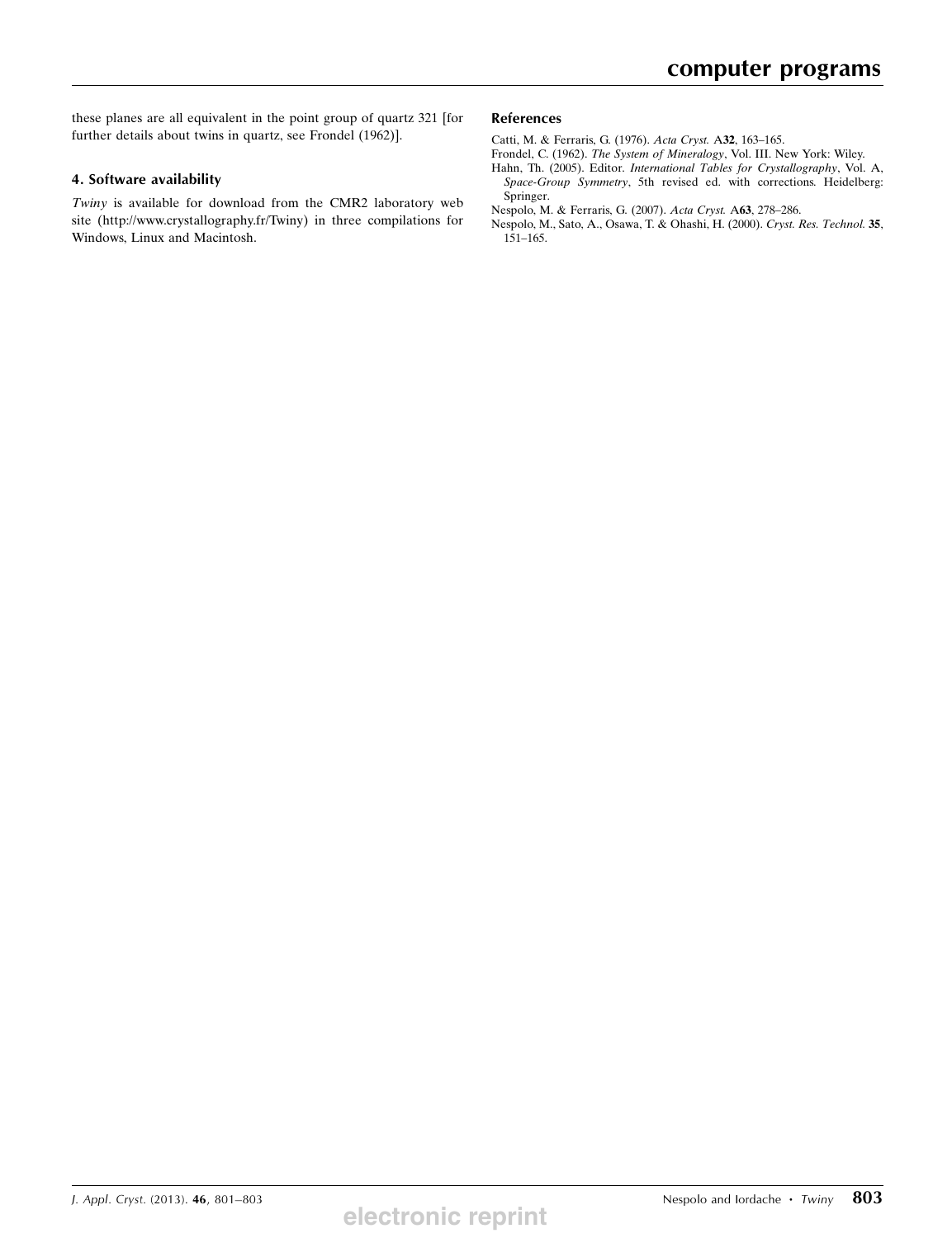these planes are all equivalent in the point group of quartz 321 [for further details about twins in quartz, see Frondel (1962)].

## 4. Software availability

*Twiny* is available for download from the CMR2 laboratory web site (http://www.crystallography.fr/Twiny) in three compilations for Windows, Linux and Macintosh.

## References

Catti, M. & Ferraris, G. (1976). *Acta Cryst.* A**32**, 163–165.

Frondel, C. (1962). *The System of Mineralogy*, Vol. III. New York: Wiley.

Hahn, Th. (2005). Editor. *International Tables for Crystallography*, Vol. A, *Space-Group Symmetry*, 5th revised ed. with corrections. Heidelberg: Springer.

Nespolo, M. & Ferraris, G. (2007). *Acta Cryst.* A**63**, 278–286.

Nespolo, M., Sato, A., Osawa, T. & Ohashi, H. (2000). *Cryst. Res. Technol.* **35**, 151–165.